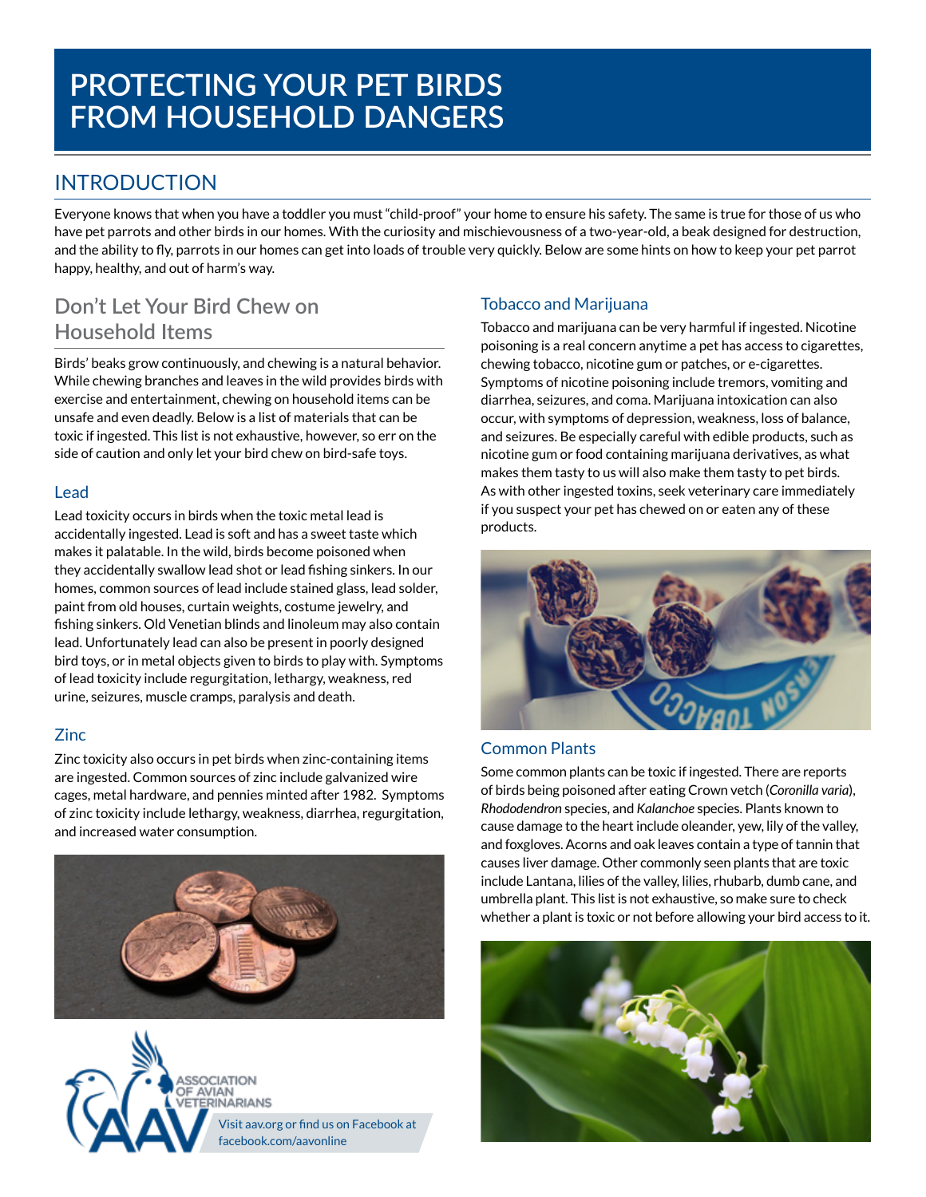# PROTECTING YOUR PET BIRDS FROM HOUSEHOLD DANGERS

## INTRODUCTION

Everyone knows that when you have a toddler you must "child-proof" your home to ensure his safety. The same is true for those of us who have pet parrots and other birds in our homes. With the curiosity and mischievousness of a two-year-old, a beak designed for destruction, and the ability to fly, parrots in our homes can get into loads of trouble very quickly. Below are some hints on how to keep your pet parrot happy, healthy, and out of harm's way.

## Don't Let Your Bird Chew on Household Items

Birds' beaks grow continuously, and chewing is a natural behavior. While chewing branches and leaves in the wild provides birds with exercise and entertainment, chewing on household items can be unsafe and even deadly. Below is a list of materials that can be toxic if ingested. This list is not exhaustive, however, so err on the side of caution and only let your bird chew on bird-safe toys.

### Lead

Lead toxicity occurs in birds when the toxic metal lead is accidentally ingested. Lead is soft and has a sweet taste which makes it palatable. In the wild, birds become poisoned when they accidentally swallow lead shot or lead fishing sinkers. In our homes, common sources of lead include stained glass, lead solder, paint from old houses, curtain weights, costume jewelry, and fishing sinkers. Old Venetian blinds and linoleum may also contain lead. Unfortunately lead can also be present in poorly designed bird toys, or in metal objects given to birds to play with. Symptoms of lead toxicity include regurgitation, lethargy, weakness, red urine, seizures, muscle cramps, paralysis and death.

### Zinc

Zinc toxicity also occurs in pet birds when zinc-containing items are ingested. Common sources of zinc include galvanized wire cages, metal hardware, and pennies minted after 1982. Symptoms of zinc toxicity include lethargy, weakness, diarrhea, regurgitation, and increased water consumption.

ASSOCIATION OF AVIAN VETERINARIANS

Visit aav.org or find us on Facebook at facebook.com/aavonline

### Tobacco and Marijuana

Tobacco and marijuana can be very harmful if ingested. Nicotine poisoning is a real concern anytime a pet has access to cigarettes, chewing tobacco, nicotine gum or patches, or e-cigarettes. Symptoms of nicotine poisoning include tremors, vomiting and diarrhea, seizures, and coma. Marijuana intoxication can also occur, with symptoms of depression, weakness, loss of balance, and seizures. Be especially careful with edible products, such as nicotine gum or food containing marijuana derivatives, as what makes them tasty to us will also make them tasty to pet birds. As with other ingested toxins, seek veterinary care immediately if you suspect your pet has chewed on or eaten any of these products.

### Common Plants

Some common plants can be toxic if ingested. There are reports of birds being poisoned after eating Crown vetch (*Coronilla varia*), *Rhododendron* species, and *Kalanchoe* species. Plants known to cause damage to the heart include oleander, yew, lily of the valley, and foxgloves. Acorns and oak leaves contain a type of tannin that causes liver damage. Other commonly seen plants that are toxic include Lantana, lilies of the valley, lilies, rhubarb, dumb cane, and umbrella plant. This list is not exhaustive, so make sure to check whether a plant is toxic or not before allowing your bird access to it.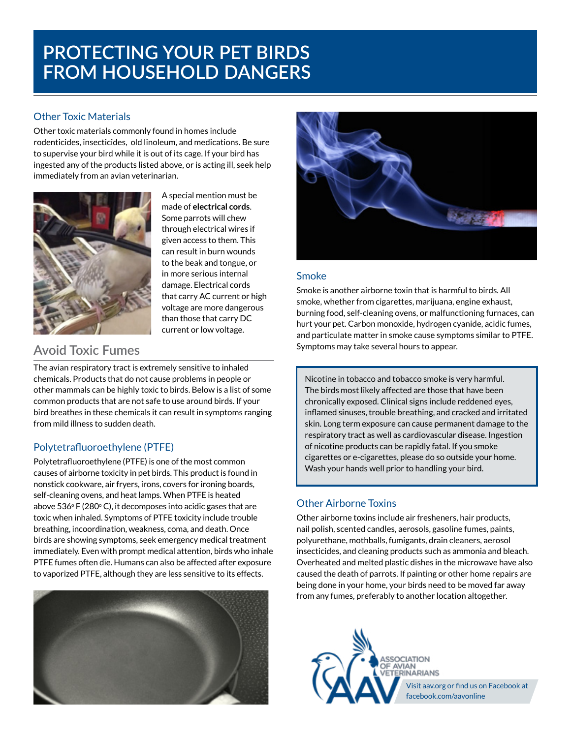# PROTECTING YOUR PET BIRDS FROM HOUSEHOLD DANGERS

### Other Toxic Materials

Other toxic materials commonly found in homes include rodenticides, insecticides, old linoleum, and medications. Be sure to supervise your bird while it is out of its cage. If your bird has ingested any of the products listed above, or is acting ill, seek help immediately from an avian veterinarian.

A special mention must be made of **electrical cords**. Some parrots will chew through electrical wires if given access to them. This can result in burn wounds to the beak and tongue, or in more serious internal damage. Electrical cords that carry AC current or high voltage are more dangerous than those that carry DC current or low voltage.

## Avoid Toxic Fumes

The avian respiratory tract is extremely sensitive to inhaled chemicals. Products that do not cause problems in people or other mammals can be highly toxic to birds. Below is a list of some common products that are not safe to use around birds. If your bird breathes in these chemicals it can result in symptoms ranging from mild illness to sudden death.

### Polytetrafluoroethylene (PTFE)

Polytetrafluoroethylene (PTFE) is one of the most common causes of airborne toxicity in pet birds. This product is found in nonstick cookware, air fryers, irons, covers for ironing boards, self-cleaning ovens, and heat lamps. When PTFE is heated above 536° F (280° C), it decomposes into acidic gases that are toxic when inhaled. Symptoms of PTFE toxicity include trouble breathing, incoordination, weakness, coma, and death. Once birds are showing symptoms, seek emergency medical treatment immediately. Even with prompt medical attention, birds who inhale PTFE fumes often die. Humans can also be affected after exposure to vaporized PTFE, although they are less sensitive to its effects.

### Smoke

Smoke is another airborne toxin that is harmful to birds. All smoke, whether from cigarettes, marijuana, engine exhaust, burning food, self-cleaning ovens, or malfunctioning furnaces, can hurt your pet. Carbon monoxide, hydrogen cyanide, acidic fumes, and particulate matter in smoke cause symptoms similar to PTFE. Symptoms may take several hours to appear.

> Nicotine in tobacco and tobacco smoke is very harmful. The birds most likely affected are those that have been chronically exposed. Clinical signs include reddened eyes, inflamed sinuses, trouble breathing, and cracked and irritated skin. Long term exposure can cause permanent damage to the respiratory tract as well as cardiovascular disease. Ingestion of nicotine products can be rapidly fatal. If you smoke cigarettes or e-cigarettes, please do so outside your home. Wash your hands well prior to handling your bird.

### Other Airborne Toxins

Other airborne toxins include air fresheners, hair products, nail polish, scented candles, aerosols, gasoline fumes, paints, polyurethane, mothballs, fumigants, drain cleaners, aerosol insecticides, and cleaning products such as ammonia and bleach. Overheated and melted plastic dishes in the microwave have also caused the death of parrots. If painting or other home repairs are being done in your home, your birds need to be moved far away from any fumes, preferably to another location altogether.

ASSOCIATION OF AVIAN VETERINARIANS

Visit aav.org or find us on Facebook at facebook.com/aavonline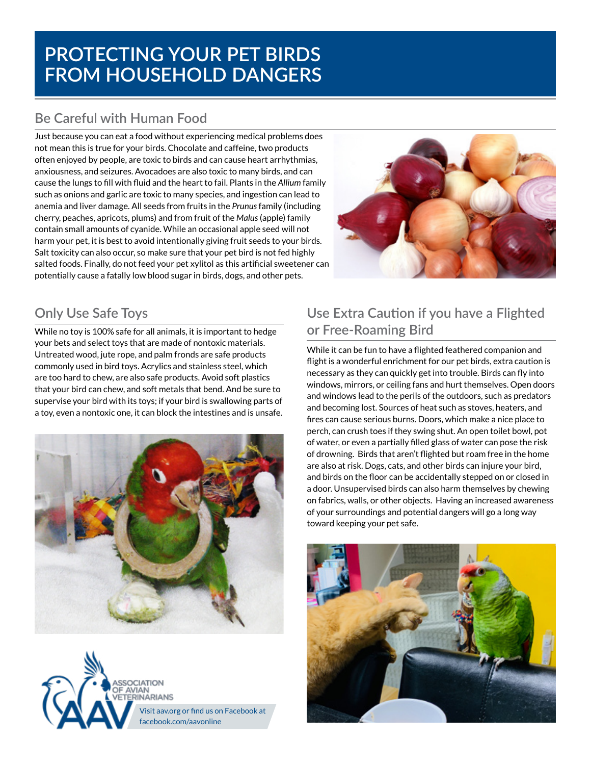# PROTECTING YOUR PET BIRDS FROM HOUSEHOLD DANGERS

## Be Careful with Human Food

Just because you can eat a food without experiencing medical problems does not mean this is true for your birds. Chocolate and caffeine, two products often enjoyed by people, are toxic to birds and can cause heart arrhythmias, anxiousness, and seizures. Avocadoes are also toxic to many birds, and can cause the lungs to fill with fluid and the heart to fail. Plants in the *Allium* family such as onions and garlic are toxic to many species, and ingestion can lead to anemia and liver damage. All seeds from fruits in the *Prunus* family (including cherry, peaches, apricots, plums) and from fruit of the *Malus* (apple) family contain small amounts of cyanide. While an occasional apple seed will not harm your pet, it is best to avoid intentionally giving fruit seeds to your birds. Salt toxicity can also occur, so make sure that your pet bird is not fed highly salted foods. Finally, do not feed your pet xylitol as this artificial sweetener can potentially cause a fatally low blood sugar in birds, dogs, and other pets.

## Only Use Safe Toys

While no toy is 100% safe for all animals, it is important to hedge your bets and select toys that are made of nontoxic materials. Untreated wood, jute rope, and palm fronds are safe products commonly used in bird toys. Acrylics and stainless steel, which are too hard to chew, are also safe products. Avoid soft plastics that your bird can chew, and soft metals that bend. And be sure to supervise your bird with its toys; if your bird is swallowing parts of a toy, even a nontoxic one, it can block the intestines and is unsafe.

## Use Extra Caution if you have a Flighted or Free-Roaming Bird

While it can be fun to have a flighted feathered companion and flight is a wonderful enrichment for our pet birds, extra caution is necessary as they can quickly get into trouble. Birds can fly into windows, mirrors, or ceiling fans and hurt themselves. Open doors and windows lead to the perils of the outdoors, such as predators and becoming lost. Sources of heat such as stoves, heaters, and fires can cause serious burns. Doors, which make a nice place to perch, can crush toes if they swing shut. An open toilet bowl, pot of water, or even a partially filled glass of water can pose the risk of drowning. Birds that aren't flighted but roam free in the home are also at risk. Dogs, cats, and other birds can injure your bird, and birds on the floor can be accidentally stepped on or closed in a door. Unsupervised birds can also harm themselves by chewing on fabrics, walls, or other objects. Having an increased awareness of your surroundings and potential dangers will go a long way toward keeping your pet safe.

ASSOCIATION OF AVIAN VETERINARIANS

Visit aav.org or find us on Facebook at facebook.com/aavonline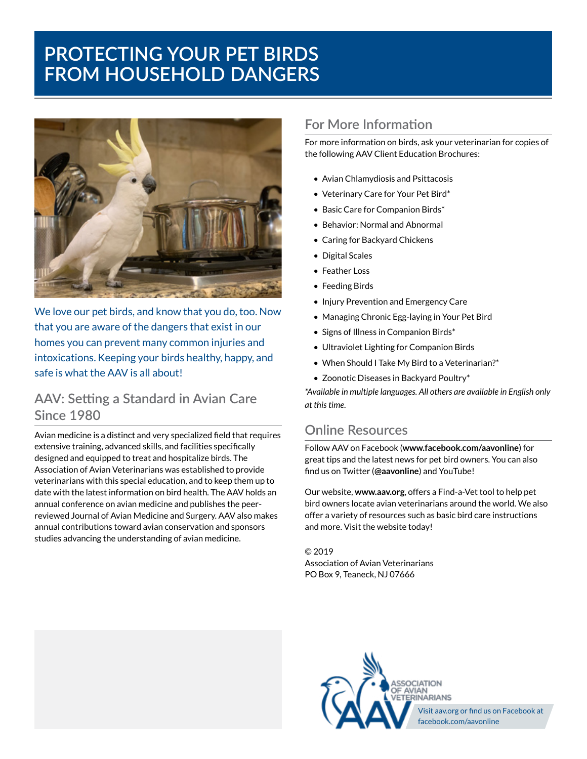# PROTECTING YOUR PET BIRDS FROM HOUSEHOLD DANGERS

We love our pet birds, and know that you do, too. Now that you are aware of the dangers that exist in our homes you can prevent many common injuries and intoxications. Keeping your birds healthy, happy, and safe is what the AAV is all about!

## AAV: Setting a Standard in Avian Care Since 1980

Avian medicine is a distinct and very specialized field that requires extensive training, advanced skills, and facilities specifically designed and equipped to treat and hospitalize birds. The Association of Avian Veterinarians was established to provide veterinarians with this special education, and to keep them up to date with the latest information on bird health. The AAV holds an annual conference on avian medicine and publishes the peer-reviewed Journal of Avian Medicine and Surgery. AAV also makes annual contributions toward avian conservation and sponsors studies advancing the understanding of avian medicine.

## For More Information

For more information on birds, ask your veterinarian for copies of the following AAV Client Education Brochures:

- Avian Chlamydiosis and Psittacosis
- Veterinary Care for Your Pet Bird*
- Basic Care for Companion Birds*
- Behavior: Normal and Abnormal
- Caring for Backyard Chickens
- Digital Scales
- Feather Loss
- Feeding Birds
- Injury Prevention and Emergency Care
- Managing Chronic Egg-laying in Your Pet Bird
- Signs of Illness in Companion Birds*
- Ultraviolet Lighting for Companion Birds
- When Should I Take My Bird to a Veterinarian?*
- Zoonotic Diseases in Backyard Poultry*

*\*Available in multiple languages. All others are available in English only at this time.*

## Online Resources

Follow AAV on Facebook (**www.facebook.com/aavonline**) for great tips and the latest news for pet bird owners. You can also find us on Twitter (**@aavonline**) and YouTube!

Our website, **www.aav.org**, offers a Find-a-Vet tool to help pet bird owners locate avian veterinarians around the world. We also offer a variety of resources such as basic bird care instructions and more. Visit the website today!

© 2019
Association of Avian Veterinarians
PO Box 9, Teaneck, NJ 07666

ASSOCIATION OF AVIAN VETERINARIANS

Visit aav.org or find us on Facebook at facebook.com/aavonline